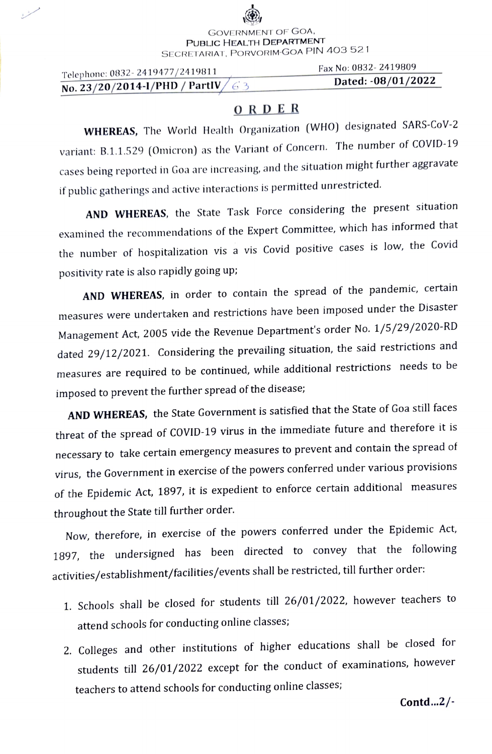GOVERNMENT OF GOA,
PUBLIC HEALTH DEPARTMENT
SECRETARIAT, PORVORIM-GOA PIN 403 521

Telephone: 0832- 2419477/2419811 | Fax No: 0832- 2419809

**No. 23/20/2014-I/PHD / PartIV/ 63** | **Dated: -08/01/2022**

## ORDER

**WHEREAS,** The World Health Organization (WHO) designated SARS-CoV-2 variant: B.1.1.529 (Omicron) as the Variant of Concern. The number of COVID-19 cases being reported in Goa are increasing, and the situation might further aggravate if public gatherings and active interactions is permitted unrestricted.

**AND WHEREAS**, the State Task Force considering the present situation examined the recommendations of the Expert Committee, which has informed that the number of hospitalization vis a vis Covid positive cases is low, the Covid positivity rate is also rapidly going up;

**AND WHEREAS**, in order to contain the spread of the pandemic, certain measures were undertaken and restrictions have been imposed under the Disaster Management Act, 2005 vide the Revenue Department's order No. 1/5/29/2020-RD dated 29/12/2021. Considering the prevailing situation, the said restrictions and measures are required to be continued, while additional restrictions needs to be imposed to prevent the further spread of the disease;

**AND WHEREAS,** the State Government is satisfied that the State of Goa still faces threat of the spread of COVID-19 virus in the immediate future and therefore it is necessary to take certain emergency measures to prevent and contain the spread of virus, the Government in exercise of the powers conferred under various provisions of the Epidemic Act, 1897, it is expedient to enforce certain additional measures throughout the State till further order.

Now, therefore, in exercise of the powers conferred under the Epidemic Act, 1897, the undersigned has been directed to convey that the following activities/establishment/facilities/events shall be restricted, till further order:

1. Schools shall be closed for students till 26/01/2022, however teachers to attend schools for conducting online classes;
2. Colleges and other institutions of higher educations shall be closed for students till 26/01/2022 except for the conduct of examinations, however teachers to attend schools for conducting online classes;

**Contd...2/-**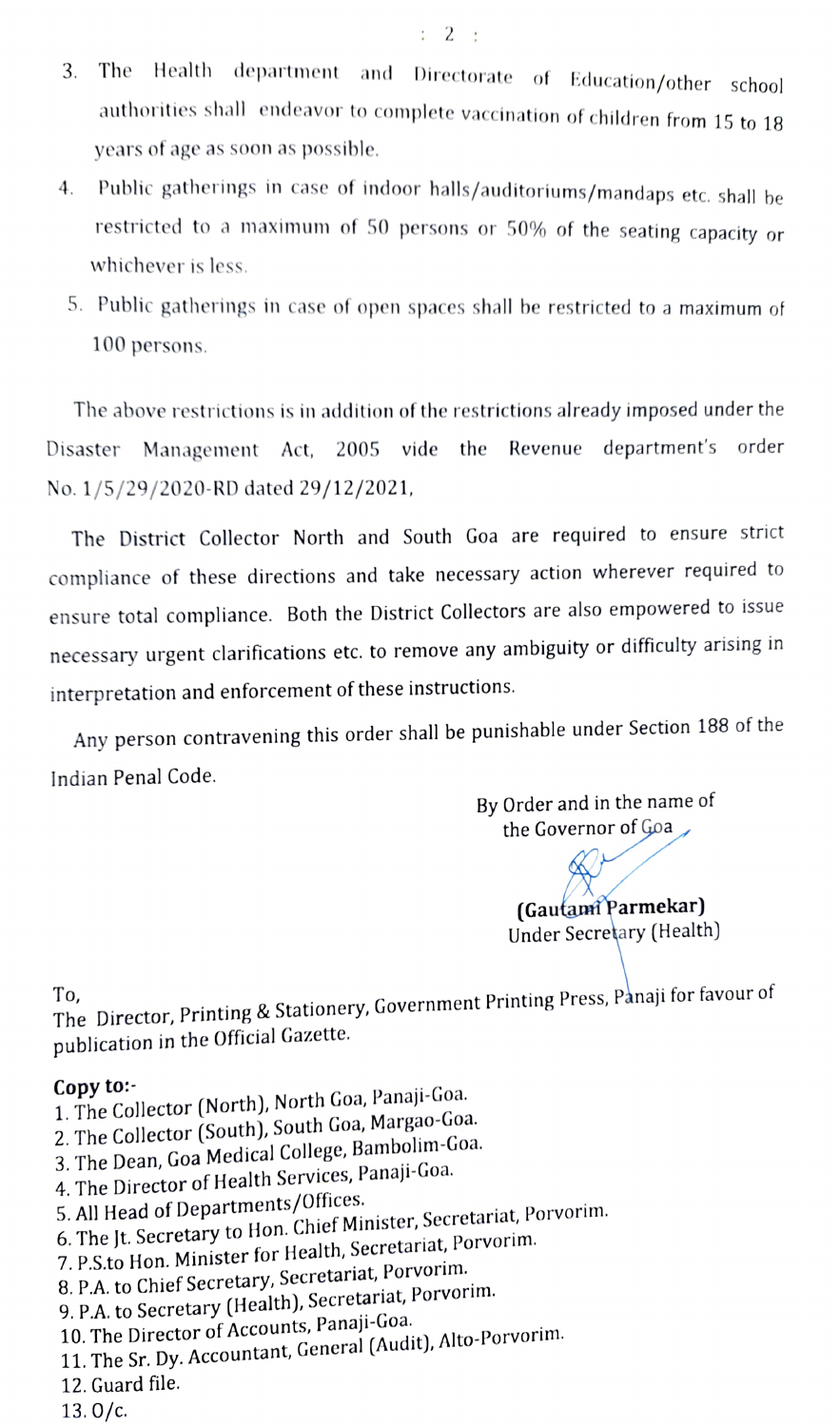3. The Health department and Directorate of Education/other school authorities shall endeavor to complete vaccination of children from 15 to 18 years of age as soon as possible.
4. Public gatherings in case of indoor halls/auditoriums/mandaps etc. shall be restricted to a maximum of 50 persons or 50% of the seating capacity or whichever is less.
5. Public gatherings in case of open spaces shall be restricted to a maximum of 100 persons.

The above restrictions is in addition of the restrictions already imposed under the Disaster Management Act, 2005 vide the Revenue department's order No. 1/5/29/2020-RD dated 29/12/2021,

The District Collector North and South Goa are required to ensure strict compliance of these directions and take necessary action wherever required to ensure total compliance. Both the District Collectors are also empowered to issue necessary urgent clarifications etc. to remove any ambiguity or difficulty arising in interpretation and enforcement of these instructions.

Any person contravening this order shall be punishable under Section 188 of the Indian Penal Code.

By Order and in the name of
the Governor of Goa

**(Gautami Parmekar)**
Under Secretary (Health)

To,
The Director, Printing & Stationery, Government Printing Press, Panaji for favour of publication in the Official Gazette.

**Copy to:-**

1. The Collector (North), North Goa, Panaji-Goa.
2. The Collector (South), South Goa, Margao-Goa.
3. The Dean, Goa Medical College, Bambolim-Goa.
4. The Director of Health Services, Panaji-Goa.
5. All Head of Departments/Offices.
6. The Jt. Secretary to Hon. Chief Minister, Secretariat, Porvorim.
7. P.S.to Hon. Minister for Health, Secretariat, Porvorim.
8. P.A. to Chief Secretary, Secretariat, Porvorim.
9. P.A. to Secretary (Health), Secretariat, Porvorim.
10. The Director of Accounts, Panaji-Goa.
11. The Sr. Dy. Accountant, General (Audit), Alto-Porvorim.
12. Guard file.
13. O/c.